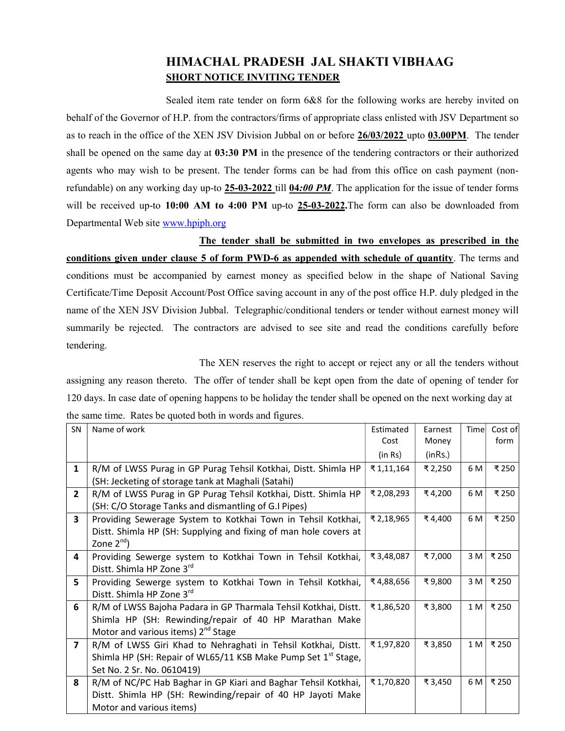# HIMACHAL PRADESH JAL SHAKTI VIBHAAG

## SHORT NOTICE INVITING TENDER

Sealed item rate tender on form 6&8 for the following works are hereby invited on behalf of the Governor of H.P. from the contractors/firms of appropriate class enlisted with JSV Department so as to reach in the office of the XEN JSV Division Jubbal on or before **26/03/2022** upto **03.00PM**. The tender shall be opened on the same day at **03:30 PM** in the presence of the tendering contractors or their authorized agents who may wish to be present. The tender forms can be had from this office on cash payment (non-refundable) on any working day up-to **25-03-2022** till ***04:00 PM***. The application for the issue of tender forms will be received up-to **10:00 AM to 4:00 PM** up-to **25-03-2022.**The form can also be downloaded from Departmental Web site www.hpiph.org

**The tender shall be submitted in two envelopes as prescribed in the conditions given under clause 5 of form PWD-6 as appended with schedule of quantity**. The terms and conditions must be accompanied by earnest money as specified below in the shape of National Saving Certificate/Time Deposit Account/Post Office saving account in any of the post office H.P. duly pledged in the name of the XEN JSV Division Jubbal. Telegraphic/conditional tenders or tender without earnest money will summarily be rejected. The contractors are advised to see site and read the conditions carefully before tendering.

The XEN reserves the right to accept or reject any or all the tenders without assigning any reason thereto. The offer of tender shall be kept open from the date of opening of tender for 120 days. In case date of opening happens to be holiday the tender shall be opened on the next working day at the same time. Rates be quoted both in words and figures.

| SN | Name of work | Estimated Cost (in Rs) | Earnest Money (inRs.) | Time | Cost of form |
|---|---|---|---|---|---|
| **1** | R/M of LWSS Purag in GP Purag Tehsil Kotkhai, Distt. Shimla HP (SH: Jecketing of storage tank at Maghali (Satahi) | ₹ 1,11,164 | ₹ 2,250 | 6 M | ₹ 250 |
| **2** | R/M of LWSS Purag in GP Purag Tehsil Kotkhai, Distt. Shimla HP (SH: C/O Storage Tanks and dismantling of G.I Pipes) | ₹ 2,08,293 | ₹ 4,200 | 6 M | ₹ 250 |
| **3** | Providing Sewerage System to Kotkhai Town in Tehsil Kotkhai, Distt. Shimla HP (SH: Supplying and fixing of man hole covers at Zone 2nd) | ₹ 2,18,965 | ₹ 4,400 | 6 M | ₹ 250 |
| **4** | Providing Sewerge system to Kotkhai Town in Tehsil Kotkhai, Distt. Shimla HP Zone 3rd | ₹ 3,48,087 | ₹ 7,000 | 3 M | ₹ 250 |
| **5** | Providing Sewerge system to Kotkhai Town in Tehsil Kotkhai, Distt. Shimla HP Zone 3rd | ₹ 4,88,656 | ₹ 9,800 | 3 M | ₹ 250 |
| **6** | R/M of LWSS Bajoha Padara in GP Tharmala Tehsil Kotkhai, Distt. Shimla HP (SH: Rewinding/repair of 40 HP Marathan Make Motor and various items) 2nd Stage | ₹ 1,86,520 | ₹ 3,800 | 1 M | ₹ 250 |
| **7** | R/M of LWSS Giri Khad to Nehraghati in Tehsil Kotkhai, Distt. Shimla HP (SH: Repair of WL65/11 KSB Make Pump Set 1st Stage, Set No. 2 Sr. No. 0610419) | ₹ 1,97,820 | ₹ 3,850 | 1 M | ₹ 250 |
| **8** | R/M of NC/PC Hab Baghar in GP Kiari and Baghar Tehsil Kotkhai, Distt. Shimla HP (SH: Rewinding/repair of 40 HP Jayoti Make Motor and various items) | ₹ 1,70,820 | ₹ 3,450 | 6 M | ₹ 250 |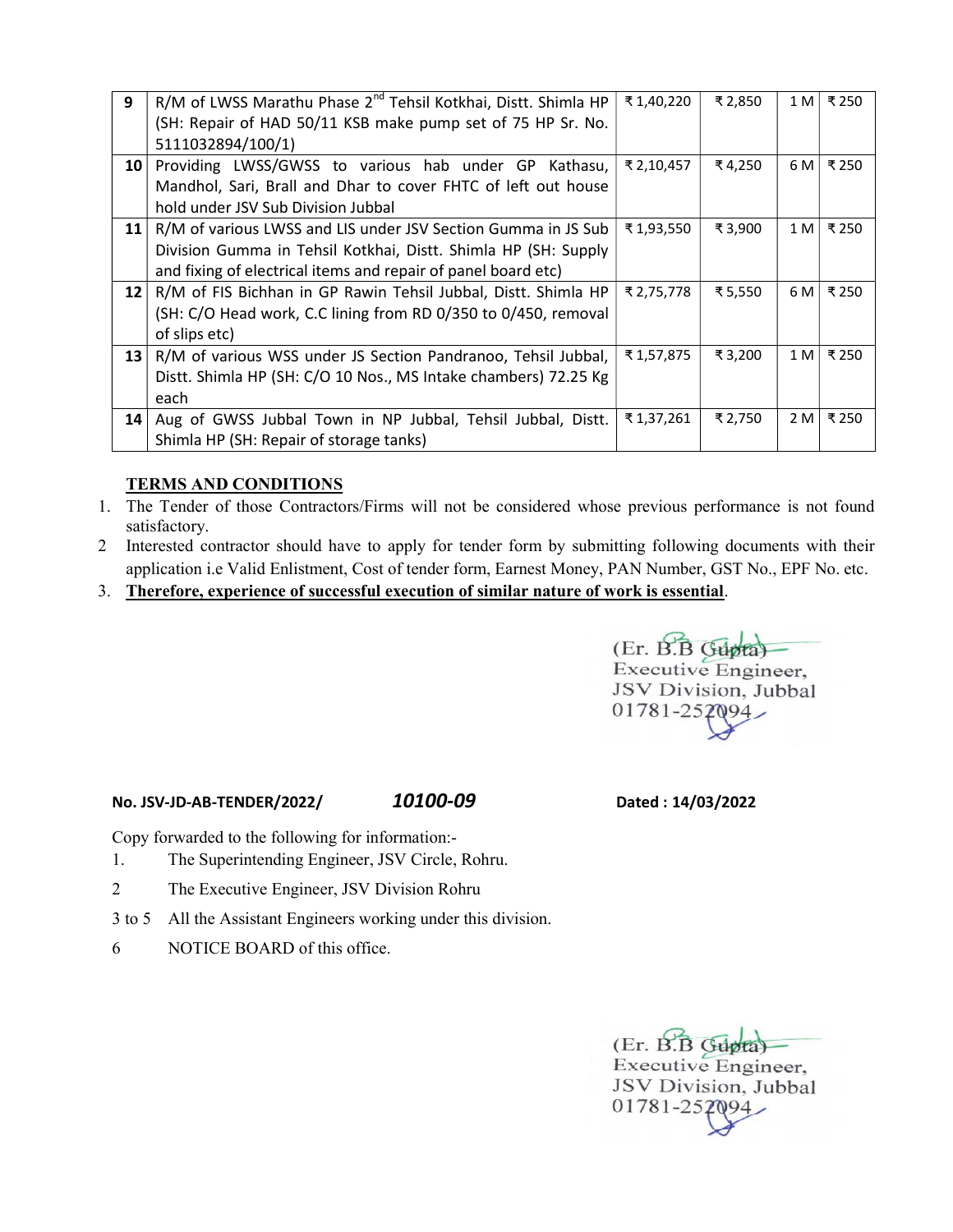| | | | | | |
|---|---|---|---|---|---|
| 9 | R/M of LWSS Marathu Phase 2nd Tehsil Kotkhai, Distt. Shimla HP (SH: Repair of HAD 50/11 KSB make pump set of 75 HP Sr. No. 5111032894/100/1) | ₹ 1,40,220 | ₹ 2,850 | 1 M | ₹ 250 |
| 10 | Providing LWSS/GWSS to various hab under GP Kathasu, Mandhol, Sari, Brall and Dhar to cover FHTC of left out house hold under JSV Sub Division Jubbal | ₹ 2,10,457 | ₹ 4,250 | 6 M | ₹ 250 |
| 11 | R/M of various LWSS and LIS under JSV Section Gumma in JS Sub Division Gumma in Tehsil Kotkhai, Distt. Shimla HP (SH: Supply and fixing of electrical items and repair of panel board etc) | ₹ 1,93,550 | ₹ 3,900 | 1 M | ₹ 250 |
| 12 | R/M of FIS Bichhan in GP Rawin Tehsil Jubbal, Distt. Shimla HP (SH: C/O Head work, C.C lining from RD 0/350 to 0/450, removal of slips etc) | ₹ 2,75,778 | ₹ 5,550 | 6 M | ₹ 250 |
| 13 | R/M of various WSS under JS Section Pandranoo, Tehsil Jubbal, Distt. Shimla HP (SH: C/O 10 Nos., MS Intake chambers) 72.25 Kg each | ₹ 1,57,875 | ₹ 3,200 | 1 M | ₹ 250 |
| 14 | Aug of GWSS Jubbal Town in NP Jubbal, Tehsil Jubbal, Distt. Shimla HP (SH: Repair of storage tanks) | ₹ 1,37,261 | ₹ 2,750 | 2 M | ₹ 250 |

**TERMS AND CONDITIONS**

1. The Tender of those Contractors/Firms will not be considered whose previous performance is not found satisfactory.
2. Interested contractor should have to apply for tender form by submitting following documents with their application i.e Valid Enlistment, Cost of tender form, Earnest Money, PAN Number, GST No., EPF No. etc.
3. **Therefore, experience of successful execution of similar nature of work is essential**.

(Er. B.B Gupta)
Executive Engineer,
JSV Division, Jubbal
01781-252094

**No. JSV-JD-AB-TENDER/2022/** ***10100-09*** **Dated : 14/03/2022**

Copy forwarded to the following for information:-

1. The Superintending Engineer, JSV Circle, Rohru.
2. The Executive Engineer, JSV Division Rohru
3 to 5 All the Assistant Engineers working under this division.
6 NOTICE BOARD of this office.

(Er. B.B Gupta)
Executive Engineer,
JSV Division, Jubbal
01781-252094